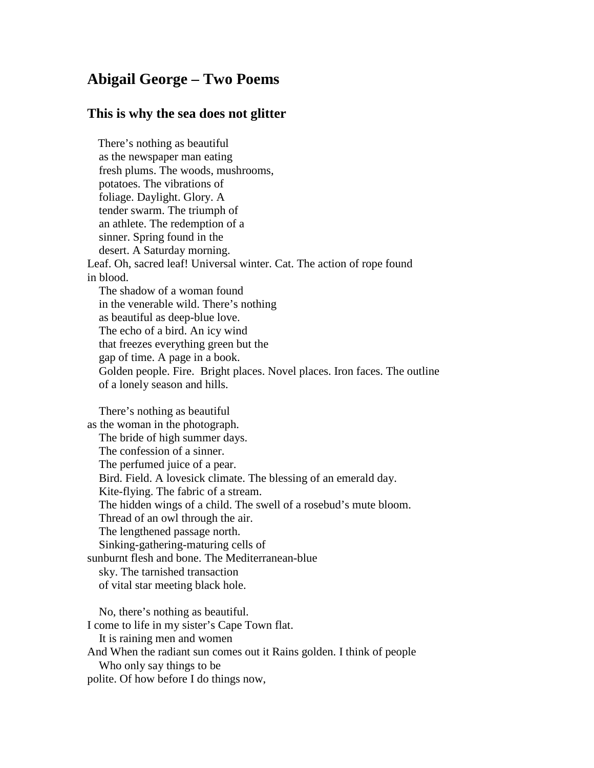# Abigail George – Two Poems

## This is why the sea does not glitter

There's nothing as beautiful
as the newspaper man eating
fresh plums. The woods, mushrooms,
potatoes. The vibrations of
foliage. Daylight. Glory. A
tender swarm. The triumph of
an athlete. The redemption of a
sinner. Spring found in the
desert. A Saturday morning.
Leaf. Oh, sacred leaf! Universal winter. Cat. The action of rope found
in blood.
The shadow of a woman found
in the venerable wild. There's nothing
as beautiful as deep-blue love.
The echo of a bird. An icy wind
that freezes everything green but the
gap of time. A page in a book.
Golden people. Fire. Bright places. Novel places. Iron faces. The outline
of a lonely season and hills.

There's nothing as beautiful
as the woman in the photograph.
The bride of high summer days.
The confession of a sinner.
The perfumed juice of a pear.
Bird. Field. A lovesick climate. The blessing of an emerald day.
Kite-flying. The fabric of a stream.
The hidden wings of a child. The swell of a rosebud's mute bloom.
Thread of an owl through the air.
The lengthened passage north.
Sinking-gathering-maturing cells of
sunburnt flesh and bone. The Mediterranean-blue
sky. The tarnished transaction
of vital star meeting black hole.

No, there's nothing as beautiful.
I come to life in my sister's Cape Town flat.
It is raining men and women
And When the radiant sun comes out it Rains golden. I think of people
Who only say things to be
polite. Of how before I do things now,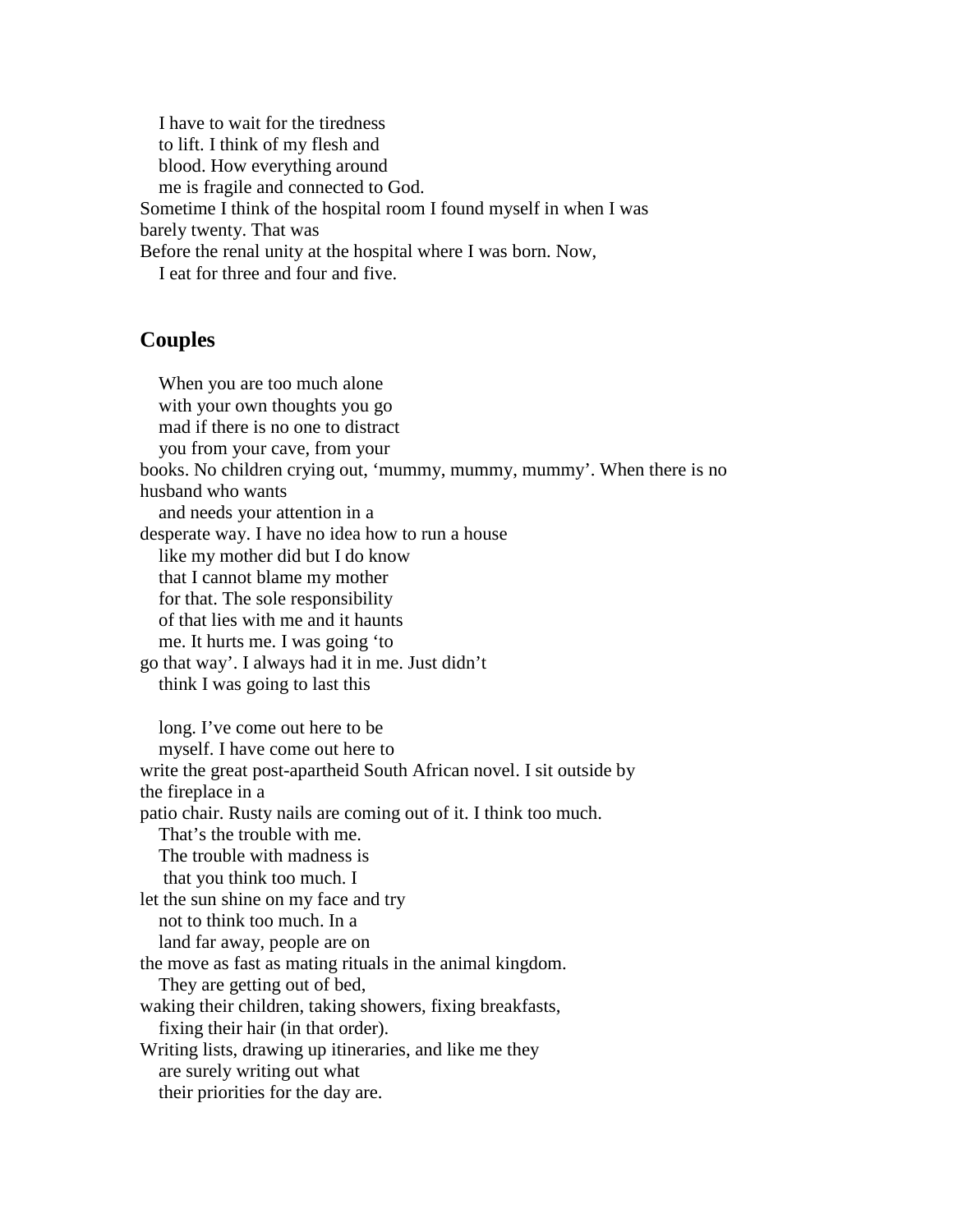I have to wait for the tiredness
to lift. I think of my flesh and
blood. How everything around
me is fragile and connected to God.
Sometime I think of the hospital room I found myself in when I was
barely twenty. That was
Before the renal unity at the hospital where I was born. Now,
I eat for three and four and five.

## Couples

When you are too much alone
with your own thoughts you go
mad if there is no one to distract
you from your cave, from your
books. No children crying out, 'mummy, mummy, mummy'. When there is no
husband who wants
and needs your attention in a
desperate way. I have no idea how to run a house
like my mother did but I do know
that I cannot blame my mother
for that. The sole responsibility
of that lies with me and it haunts
me. It hurts me. I was going 'to
go that way'. I always had it in me. Just didn't
think I was going to last this

long. I've come out here to be
myself. I have come out here to
write the great post-apartheid South African novel. I sit outside by
the fireplace in a
patio chair. Rusty nails are coming out of it. I think too much.
That's the trouble with me.
The trouble with madness is
that you think too much. I
let the sun shine on my face and try
not to think too much. In a
land far away, people are on
the move as fast as mating rituals in the animal kingdom.
They are getting out of bed,
waking their children, taking showers, fixing breakfasts,
fixing their hair (in that order).
Writing lists, drawing up itineraries, and like me they
are surely writing out what
their priorities for the day are.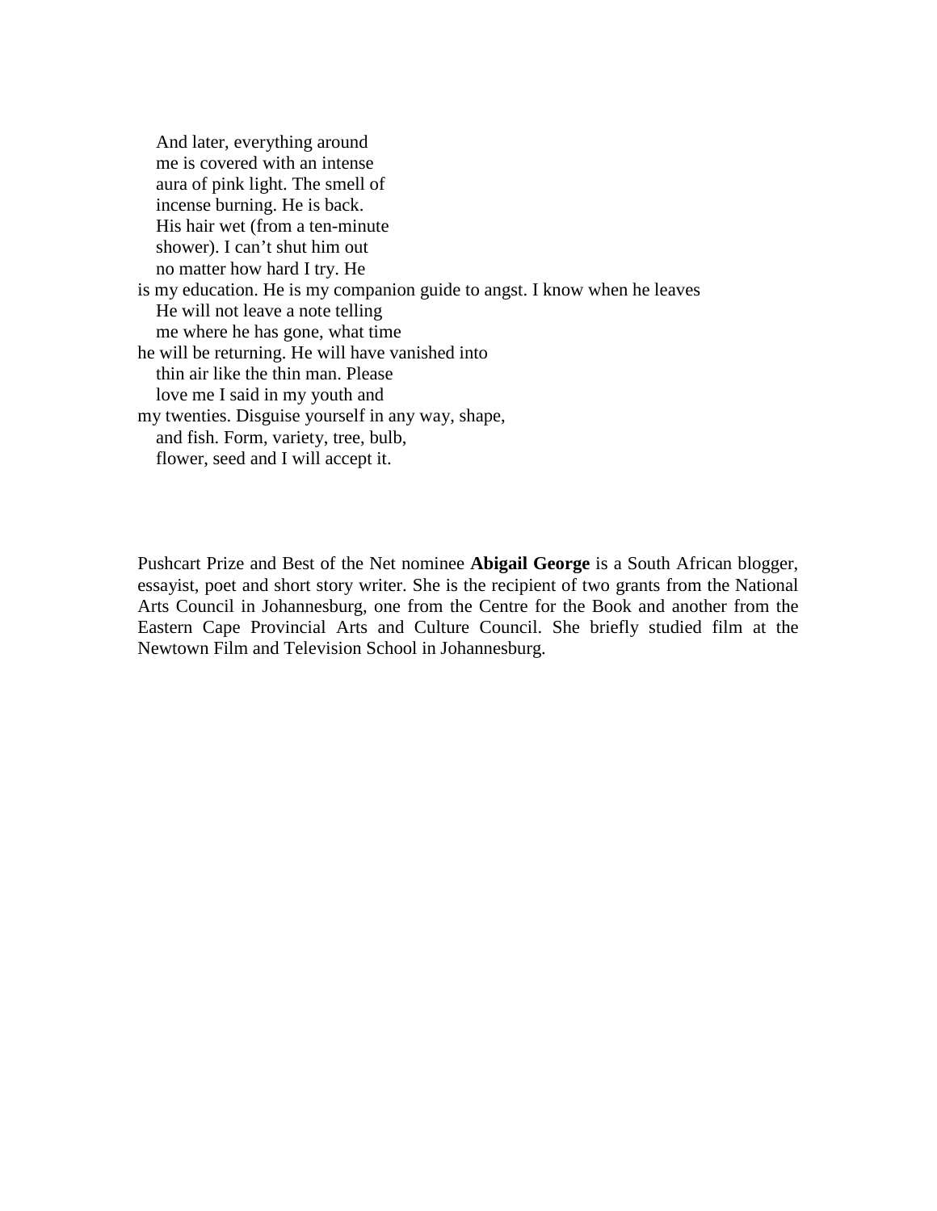And later, everything around
me is covered with an intense
aura of pink light. The smell of
incense burning. He is back.
His hair wet (from a ten-minute
shower). I can't shut him out
no matter how hard I try. He
is my education. He is my companion guide to angst. I know when he leaves
He will not leave a note telling
me where he has gone, what time
he will be returning. He will have vanished into
thin air like the thin man. Please
love me I said in my youth and
my twenties. Disguise yourself in any way, shape,
and fish. Form, variety, tree, bulb,
flower, seed and I will accept it.

Pushcart Prize and Best of the Net nominee **Abigail George** is a South African blogger, essayist, poet and short story writer. She is the recipient of two grants from the National Arts Council in Johannesburg, one from the Centre for the Book and another from the Eastern Cape Provincial Arts and Culture Council. She briefly studied film at the Newtown Film and Television School in Johannesburg.